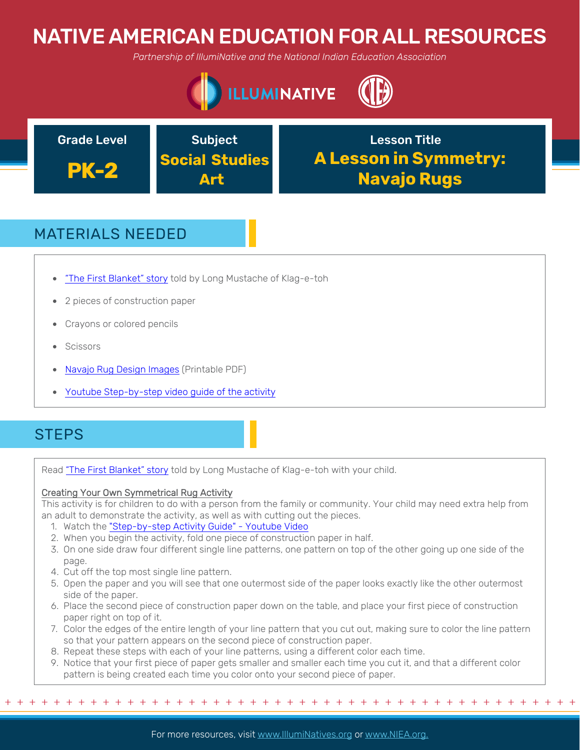# NATIVE AMERICAN EDUCATION FOR ALL RESOURCES

*Partnership of IllumiNative and the National Indian Education Association*

ILLUMINATIVE

| Grade Level | Subject | Lesson Title |
|---|---|---|
| **PK-2** | **Social Studies Art** | **A Lesson in Symmetry: Navajo Rugs** |

## MATERIALS NEEDED

- "The First Blanket" story told by Long Mustache of Klag-e-toh
- 2 pieces of construction paper
- Crayons or colored pencils
- Scissors
- Navajo Rug Design Images (Printable PDF)
- Youtube Step-by-step video guide of the activity

## STEPS

Read "The First Blanket" story told by Long Mustache of Klag-e-toh with your child.

Creating Your Own Symmetrical Rug Activity

This activity is for children to do with a person from the family or community. Your child may need extra help from an adult to demonstrate the activity, as well as with cutting out the pieces.

1. Watch the "Step-by-step Activity Guide" - Youtube Video
2. When you begin the activity, fold one piece of construction paper in half.
3. On one side draw four different single line patterns, one pattern on top of the other going up one side of the page.
4. Cut off the top most single line pattern.
5. Open the paper and you will see that one outermost side of the paper looks exactly like the other outermost side of the paper.
6. Place the second piece of construction paper down on the table, and place your first piece of construction paper right on top of it.
7. Color the edges of the entire length of your line pattern that you cut out, making sure to color the line pattern so that your pattern appears on the second piece of construction paper.
8. Repeat these steps with each of your line patterns, using a different color each time.
9. Notice that your first piece of paper gets smaller and smaller each time you cut it, and that a different color pattern is being created each time you color onto your second piece of paper.

For more resources, visit www.IllumiNatives.org or www.NIEA.org.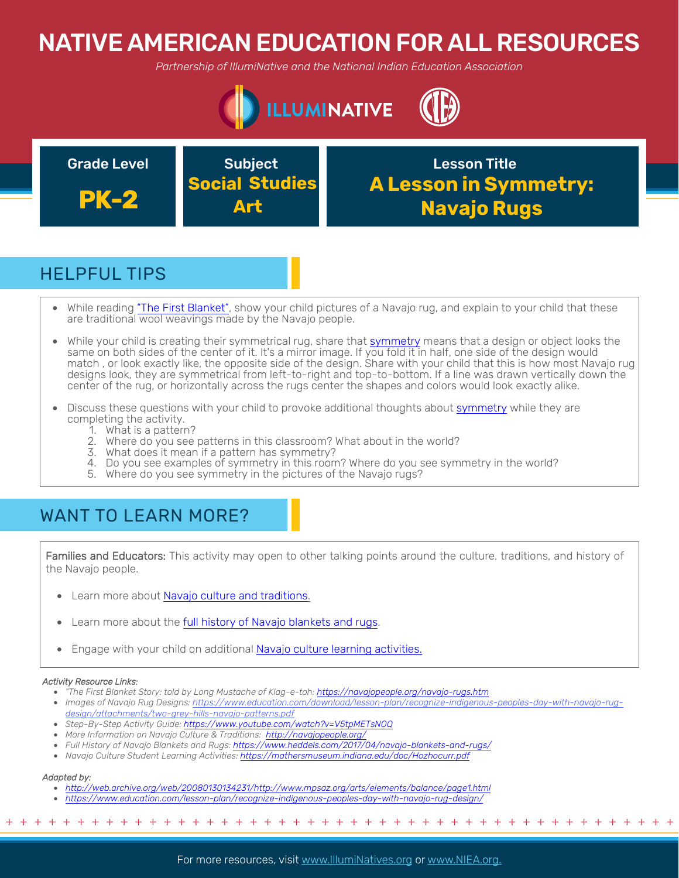# NATIVE AMERICAN EDUCATION FOR ALL RESOURCES

*Partnership of IllumiNative and the National Indian Education Association*

| Grade Level | Subject | Lesson Title |
|---|---|---|
| **PK-2** | **Social Studies Art** | **A Lesson in Symmetry: Navajo Rugs** |

## HELPFUL TIPS

- While reading "The First Blanket", show your child pictures of a Navajo rug, and explain to your child that these are traditional wool weavings made by the Navajo people.
- While your child is creating their symmetrical rug, share that symmetry means that a design or object looks the same on both sides of the center of it. It's a mirror image. If you fold it in half, one side of the design would match , or look exactly like, the opposite side of the design. Share with your child that this is how most Navajo rug designs look, they are symmetrical from left-to-right and top-to-bottom. If a line was drawn vertically down the center of the rug, or horizontally across the rugs center the shapes and colors would look exactly alike.
- Discuss these questions with your child to provoke additional thoughts about symmetry while they are completing the activity.
    1. What is a pattern?
    2. Where do you see patterns in this classroom? What about in the world?
    3. What does it mean if a pattern has symmetry?
    4. Do you see examples of symmetry in this room? Where do you see symmetry in the world?
    5. Where do you see symmetry in the pictures of the Navajo rugs?

## WANT TO LEARN MORE?

Families and Educators: This activity may open to other talking points around the culture, traditions, and history of the Navajo people.

- Learn more about Navajo culture and traditions.
- Learn more about the full history of Navajo blankets and rugs.
- Engage with your child on additional Navajo culture learning activities.

*Activity Resource Links:*

- *"The First Blanket Story: told by Long Mustache of Klag-e-toh: https://navajopeople.org/navajo-rugs.htm*
- *Images of Navajo Rug Designs: https://www.education.com/download/lesson-plan/recognize-indigenous-peoples-day-with-navajo-rug-design/attachments/two-grey-hills-navajo-patterns.pdf*
- *Step-By-Step Activity Guide: https://www.youtube.com/watch?v=V5tpMETsNOQ*
- *More Information on Navajo Culture & Traditions: http://navajopeople.org/*
- *Full History of Navajo Blankets and Rugs: https://www.heddels.com/2017/04/navajo-blankets-and-rugs/*
- *Navajo Culture Student Learning Activities: https://mathersmuseum.indiana.edu/doc/Hozhocurr.pdf*

*Adapted by:*

- *http://web.archive.org/web/20080130134231/http://www.mpsaz.org/arts/elements/balance/page1.html*
- *https://www.education.com/lesson-plan/recognize-indigenous-peoples-day-with-navajo-rug-design/*

For more resources, visit www.IllumiNatives.org or www.NIEA.org.